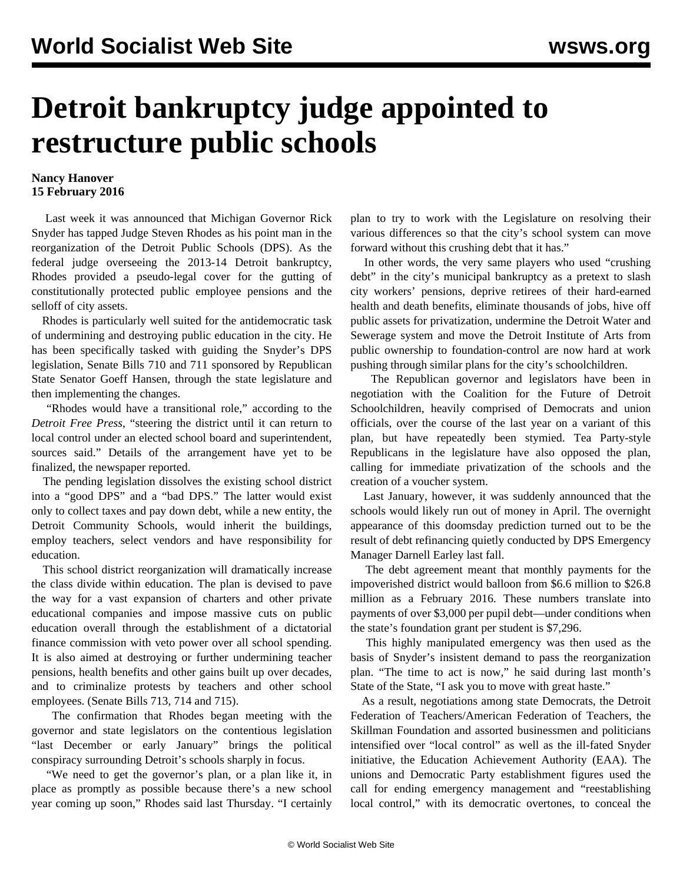# Detroit bankruptcy judge appointed to restructure public schools

**Nancy Hanover**
**15 February 2016**

Last week it was announced that Michigan Governor Rick Snyder has tapped Judge Steven Rhodes as his point man in the reorganization of the Detroit Public Schools (DPS). As the federal judge overseeing the 2013-14 Detroit bankruptcy, Rhodes provided a pseudo-legal cover for the gutting of constitutionally protected public employee pensions and the selloff of city assets.

Rhodes is particularly well suited for the antidemocratic task of undermining and destroying public education in the city. He has been specifically tasked with guiding the Snyder's DPS legislation, Senate Bills 710 and 711 sponsored by Republican State Senator Goeff Hansen, through the state legislature and then implementing the changes.

"Rhodes would have a transitional role," according to the *Detroit Free Press*, "steering the district until it can return to local control under an elected school board and superintendent, sources said." Details of the arrangement have yet to be finalized, the newspaper reported.

The pending legislation dissolves the existing school district into a "good DPS" and a "bad DPS." The latter would exist only to collect taxes and pay down debt, while a new entity, the Detroit Community Schools, would inherit the buildings, employ teachers, select vendors and have responsibility for education.

This school district reorganization will dramatically increase the class divide within education. The plan is devised to pave the way for a vast expansion of charters and other private educational companies and impose massive cuts on public education overall through the establishment of a dictatorial finance commission with veto power over all school spending. It is also aimed at destroying or further undermining teacher pensions, health benefits and other gains built up over decades, and to criminalize protests by teachers and other school employees. (Senate Bills 713, 714 and 715).

The confirmation that Rhodes began meeting with the governor and state legislators on the contentious legislation "last December or early January" brings the political conspiracy surrounding Detroit's schools sharply in focus.

"We need to get the governor's plan, or a plan like it, in place as promptly as possible because there's a new school year coming up soon," Rhodes said last Thursday. "I certainly plan to try to work with the Legislature on resolving their various differences so that the city's school system can move forward without this crushing debt that it has."

In other words, the very same players who used "crushing debt" in the city's municipal bankruptcy as a pretext to slash city workers' pensions, deprive retirees of their hard-earned health and death benefits, eliminate thousands of jobs, hive off public assets for privatization, undermine the Detroit Water and Sewerage system and move the Detroit Institute of Arts from public ownership to foundation-control are now hard at work pushing through similar plans for the city's schoolchildren.

The Republican governor and legislators have been in negotiation with the Coalition for the Future of Detroit Schoolchildren, heavily comprised of Democrats and union officials, over the course of the last year on a variant of this plan, but have repeatedly been stymied. Tea Party-style Republicans in the legislature have also opposed the plan, calling for immediate privatization of the schools and the creation of a voucher system.

Last January, however, it was suddenly announced that the schools would likely run out of money in April. The overnight appearance of this doomsday prediction turned out to be the result of debt refinancing quietly conducted by DPS Emergency Manager Darnell Earley last fall.

The debt agreement meant that monthly payments for the impoverished district would balloon from $6.6 million to $26.8 million as a February 2016. These numbers translate into payments of over $3,000 per pupil debt—under conditions when the state's foundation grant per student is $7,296.

This highly manipulated emergency was then used as the basis of Snyder's insistent demand to pass the reorganization plan. "The time to act is now," he said during last month's State of the State, "I ask you to move with great haste."

As a result, negotiations among state Democrats, the Detroit Federation of Teachers/American Federation of Teachers, the Skillman Foundation and assorted businessmen and politicians intensified over "local control" as well as the ill-fated Snyder initiative, the Education Achievement Authority (EAA). The unions and Democratic Party establishment figures used the call for ending emergency management and "reestablishing local control," with its democratic overtones, to conceal the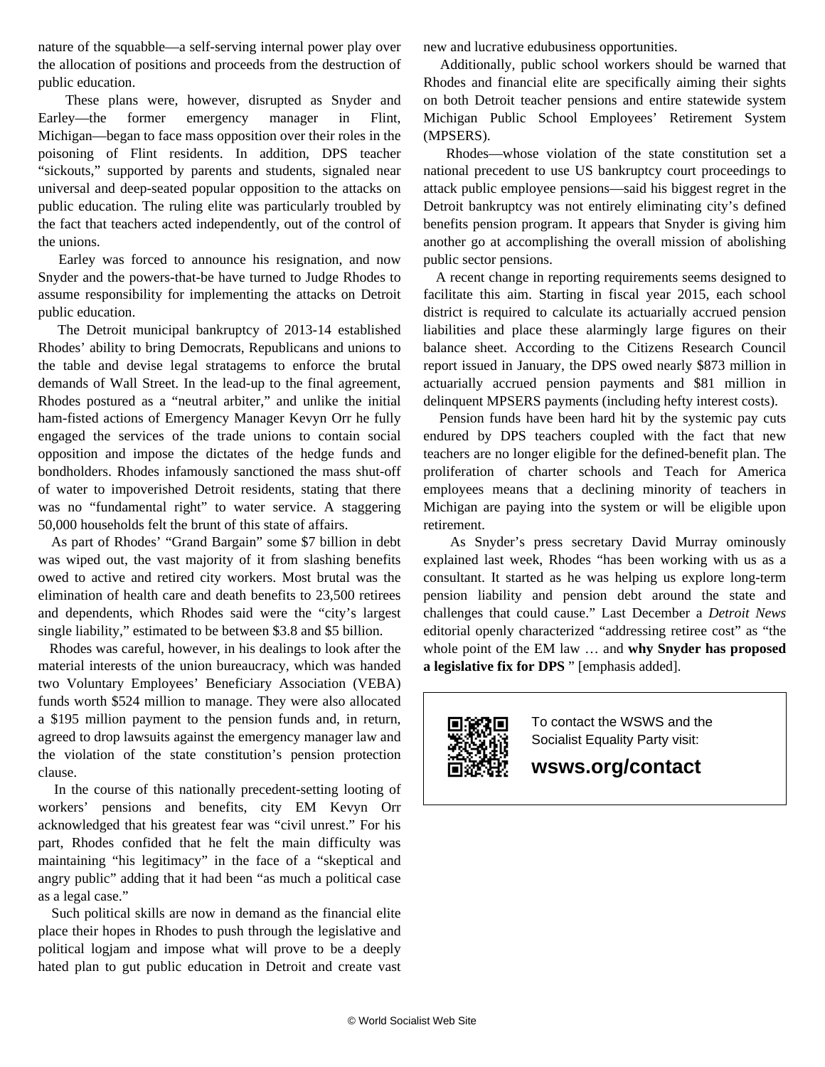nature of the squabble—a self-serving internal power play over the allocation of positions and proceeds from the destruction of public education.

These plans were, however, disrupted as Snyder and Earley—the former emergency manager in Flint, Michigan—began to face mass opposition over their roles in the poisoning of Flint residents. In addition, DPS teacher "sickouts," supported by parents and students, signaled near universal and deep-seated popular opposition to the attacks on public education. The ruling elite was particularly troubled by the fact that teachers acted independently, out of the control of the unions.

Earley was forced to announce his resignation, and now Snyder and the powers-that-be have turned to Judge Rhodes to assume responsibility for implementing the attacks on Detroit public education.

The Detroit municipal bankruptcy of 2013-14 established Rhodes' ability to bring Democrats, Republicans and unions to the table and devise legal stratagems to enforce the brutal demands of Wall Street. In the lead-up to the final agreement, Rhodes postured as a "neutral arbiter," and unlike the initial ham-fisted actions of Emergency Manager Kevyn Orr he fully engaged the services of the trade unions to contain social opposition and impose the dictates of the hedge funds and bondholders. Rhodes infamously sanctioned the mass shut-off of water to impoverished Detroit residents, stating that there was no "fundamental right" to water service. A staggering 50,000 households felt the brunt of this state of affairs.

As part of Rhodes' "Grand Bargain" some $7 billion in debt was wiped out, the vast majority of it from slashing benefits owed to active and retired city workers. Most brutal was the elimination of health care and death benefits to 23,500 retirees and dependents, which Rhodes said were the "city's largest single liability," estimated to be between $3.8 and $5 billion.

Rhodes was careful, however, in his dealings to look after the material interests of the union bureaucracy, which was handed two Voluntary Employees' Beneficiary Association (VEBA) funds worth $524 million to manage. They were also allocated a $195 million payment to the pension funds and, in return, agreed to drop lawsuits against the emergency manager law and the violation of the state constitution's pension protection clause.

In the course of this nationally precedent-setting looting of workers' pensions and benefits, city EM Kevyn Orr acknowledged that his greatest fear was "civil unrest." For his part, Rhodes confided that he felt the main difficulty was maintaining "his legitimacy" in the face of a "skeptical and angry public" adding that it had been "as much a political case as a legal case."

Such political skills are now in demand as the financial elite place their hopes in Rhodes to push through the legislative and political logjam and impose what will prove to be a deeply hated plan to gut public education in Detroit and create vast new and lucrative edubusiness opportunities.

Additionally, public school workers should be warned that Rhodes and financial elite are specifically aiming their sights on both Detroit teacher pensions and entire statewide system Michigan Public School Employees' Retirement System (MPSERS).

Rhodes—whose violation of the state constitution set a national precedent to use US bankruptcy court proceedings to attack public employee pensions—said his biggest regret in the Detroit bankruptcy was not entirely eliminating city's defined benefits pension program. It appears that Snyder is giving him another go at accomplishing the overall mission of abolishing public sector pensions.

A recent change in reporting requirements seems designed to facilitate this aim. Starting in fiscal year 2015, each school district is required to calculate its actuarially accrued pension liabilities and place these alarmingly large figures on their balance sheet. According to the Citizens Research Council report issued in January, the DPS owed nearly $873 million in actuarially accrued pension payments and $81 million in delinquent MPSERS payments (including hefty interest costs).

Pension funds have been hard hit by the systemic pay cuts endured by DPS teachers coupled with the fact that new teachers are no longer eligible for the defined-benefit plan. The proliferation of charter schools and Teach for America employees means that a declining minority of teachers in Michigan are paying into the system or will be eligible upon retirement.

As Snyder's press secretary David Murray ominously explained last week, Rhodes "has been working with us as a consultant. It started as he was helping us explore long-term pension liability and pension debt around the state and challenges that could cause." Last December a *Detroit News* editorial openly characterized "addressing retiree cost" as "the whole point of the EM law … and **why Snyder has proposed a legislative fix for DPS** " [emphasis added].

To contact the WSWS and the Socialist Equality Party visit:

**wsws.org/contact**